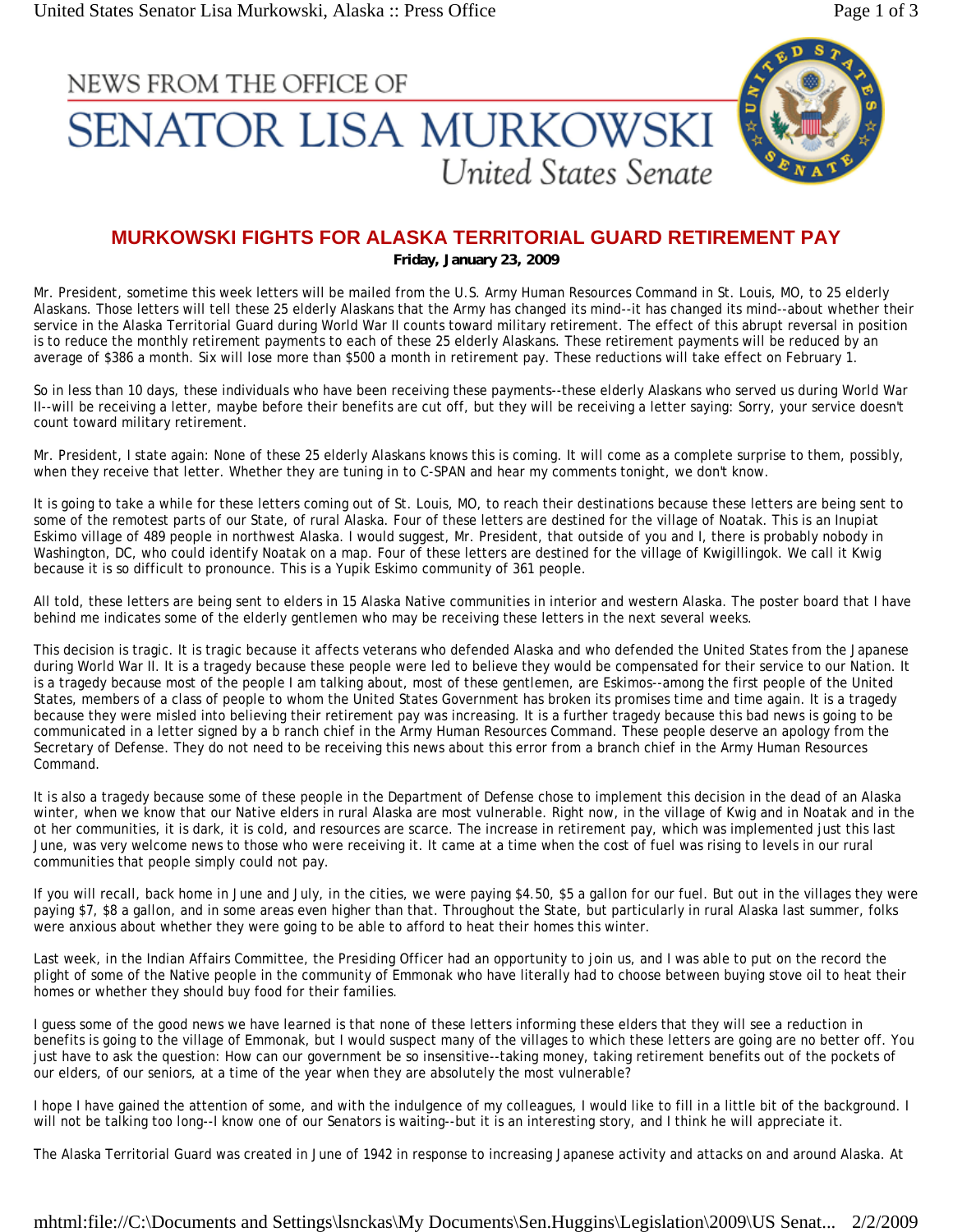NEWS FROM THE OFFICE OF

# SENATOR LISA MURKOWSKI

*United States Senate*

## MURKOWSKI FIGHTS FOR ALASKA TERRITORIAL GUARD RETIREMENT PAY

**Friday, January 23, 2009**

Mr. President, sometime this week letters will be mailed from the U.S. Army Human Resources Command in St. Louis, MO, to 25 elderly Alaskans. Those letters will tell these 25 elderly Alaskans that the Army has changed its mind--it has changed its mind--about whether their service in the Alaska Territorial Guard during World War II counts toward military retirement. The effect of this abrupt reversal in position is to reduce the monthly retirement payments to each of these 25 elderly Alaskans. These retirement payments will be reduced by an average of $386 a month. Six will lose more than $500 a month in retirement pay. These reductions will take effect on February 1.

So in less than 10 days, these individuals who have been receiving these payments--these elderly Alaskans who served us during World War II--will be receiving a letter, maybe before their benefits are cut off, but they will be receiving a letter saying: Sorry, your service doesn't count toward military retirement.

Mr. President, I state again: None of these 25 elderly Alaskans knows this is coming. It will come as a complete surprise to them, possibly, when they receive that letter. Whether they are tuning in to C-SPAN and hear my comments tonight, we don't know.

It is going to take a while for these letters coming out of St. Louis, MO, to reach their destinations because these letters are being sent to some of the remotest parts of our State, of rural Alaska. Four of these letters are destined for the village of Noatak. This is an Inupiat Eskimo village of 489 people in northwest Alaska. I would suggest, Mr. President, that outside of you and I, there is probably nobody in Washington, DC, who could identify Noatak on a map. Four of these letters are destined for the village of Kwigillingok. We call it Kwig because it is so difficult to pronounce. This is a Yupik Eskimo community of 361 people.

All told, these letters are being sent to elders in 15 Alaska Native communities in interior and western Alaska. The poster board that I have behind me indicates some of the elderly gentlemen who may be receiving these letters in the next several weeks.

This decision is tragic. It is tragic because it affects veterans who defended Alaska and who defended the United States from the Japanese during World War II. It is a tragedy because these people were led to believe they would be compensated for their service to our Nation. It is a tragedy because most of the people I am talking about, most of these gentlemen, are Eskimos--among the first people of the United States, members of a class of people to whom the United States Government has broken its promises time and time again. It is a tragedy because they were misled into believing their retirement pay was increasing. It is a further tragedy because this bad news is going to be communicated in a letter signed by a b ranch chief in the Army Human Resources Command. These people deserve an apology from the Secretary of Defense. They do not need to be receiving this news about this error from a branch chief in the Army Human Resources Command.

It is also a tragedy because some of these people in the Department of Defense chose to implement this decision in the dead of an Alaska winter, when we know that our Native elders in rural Alaska are most vulnerable. Right now, in the village of Kwig and in Noatak and in the ot her communities, it is dark, it is cold, and resources are scarce. The increase in retirement pay, which was implemented just this last June, was very welcome news to those who were receiving it. It came at a time when the cost of fuel was rising to levels in our rural communities that people simply could not pay.

If you will recall, back home in June and July, in the cities, we were paying $4.50, $5 a gallon for our fuel. But out in the villages they were paying $7, $8 a gallon, and in some areas even higher than that. Throughout the State, but particularly in rural Alaska last summer, folks were anxious about whether they were going to be able to afford to heat their homes this winter.

Last week, in the Indian Affairs Committee, the Presiding Officer had an opportunity to join us, and I was able to put on the record the plight of some of the Native people in the community of Emmonak who have literally had to choose between buying stove oil to heat their homes or whether they should buy food for their families.

I guess some of the good news we have learned is that none of these letters informing these elders that they will see a reduction in benefits is going to the village of Emmonak, but I would suspect many of the villages to which these letters are going are no better off. You just have to ask the question: How can our government be so insensitive--taking money, taking retirement benefits out of the pockets of our elders, of our seniors, at a time of the year when they are absolutely the most vulnerable?

I hope I have gained the attention of some, and with the indulgence of my colleagues, I would like to fill in a little bit of the background. I will not be talking too long--I know one of our Senators is waiting--but it is an interesting story, and I think he will appreciate it.

The Alaska Territorial Guard was created in June of 1942 in response to increasing Japanese activity and attacks on and around Alaska. At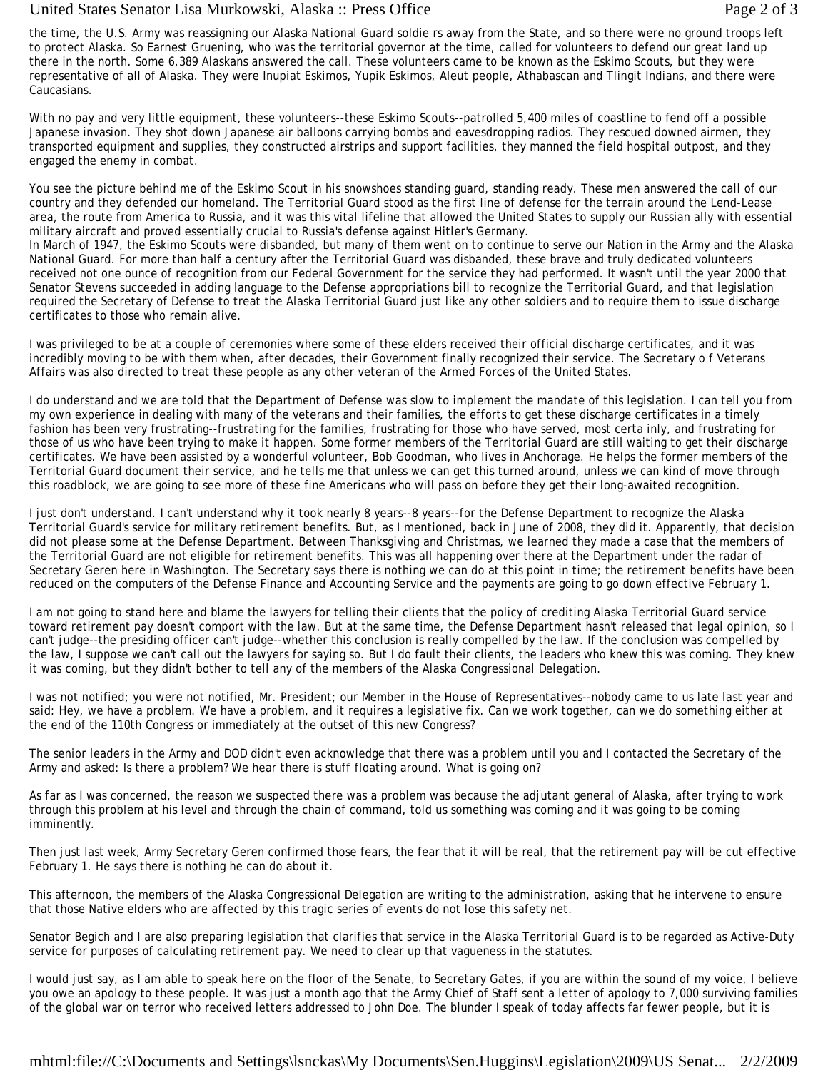the time, the U.S. Army was reassigning our Alaska National Guard soldie rs away from the State, and so there were no ground troops left to protect Alaska. So Earnest Gruening, who was the territorial governor at the time, called for volunteers to defend our great land up there in the north. Some 6,389 Alaskans answered the call. These volunteers came to be known as the Eskimo Scouts, but they were representative of all of Alaska. They were Inupiat Eskimos, Yupik Eskimos, Aleut people, Athabascan and Tlingit Indians, and there were Caucasians.

With no pay and very little equipment, these volunteers--these Eskimo Scouts--patrolled 5,400 miles of coastline to fend off a possible Japanese invasion. They shot down Japanese air balloons carrying bombs and eavesdropping radios. They rescued downed airmen, they transported equipment and supplies, they constructed airstrips and support facilities, they manned the field hospital outpost, and they engaged the enemy in combat.

You see the picture behind me of the Eskimo Scout in his snowshoes standing guard, standing ready. These men answered the call of our country and they defended our homeland. The Territorial Guard stood as the first line of defense for the terrain around the Lend-Lease area, the route from America to Russia, and it was this vital lifeline that allowed the United States to supply our Russian ally with essential military aircraft and proved essentially crucial to Russia's defense against Hitler's Germany.
In March of 1947, the Eskimo Scouts were disbanded, but many of them went on to continue to serve our Nation in the Army and the Alaska National Guard. For more than half a century after the Territorial Guard was disbanded, these brave and truly dedicated volunteers received not one ounce of recognition from our Federal Government for the service they had performed. It wasn't until the year 2000 that Senator Stevens succeeded in adding language to the Defense appropriations bill to recognize the Territorial Guard, and that legislation required the Secretary of Defense to treat the Alaska Territorial Guard just like any other soldiers and to require them to issue discharge certificates to those who remain alive.

I was privileged to be at a couple of ceremonies where some of these elders received their official discharge certificates, and it was incredibly moving to be with them when, after decades, their Government finally recognized their service. The Secretary o f Veterans Affairs was also directed to treat these people as any other veteran of the Armed Forces of the United States.

I do understand and we are told that the Department of Defense was slow to implement the mandate of this legislation. I can tell you from my own experience in dealing with many of the veterans and their families, the efforts to get these discharge certificates in a timely fashion has been very frustrating--frustrating for the families, frustrating for those who have served, most certa inly, and frustrating for those of us who have been trying to make it happen. Some former members of the Territorial Guard are still waiting to get their discharge certificates. We have been assisted by a wonderful volunteer, Bob Goodman, who lives in Anchorage. He helps the former members of the Territorial Guard document their service, and he tells me that unless we can get this turned around, unless we can kind of move through this roadblock, we are going to see more of these fine Americans who will pass on before they get their long-awaited recognition.

I just don't understand. I can't understand why it took nearly 8 years--8 years--for the Defense Department to recognize the Alaska Territorial Guard's service for military retirement benefits. But, as I mentioned, back in June of 2008, they did it. Apparently, that decision did not please some at the Defense Department. Between Thanksgiving and Christmas, we learned they made a case that the members of the Territorial Guard are not eligible for retirement benefits. This was all happening over there at the Department under the radar of Secretary Geren here in Washington. The Secretary says there is nothing we can do at this point in time; the retirement benefits have been reduced on the computers of the Defense Finance and Accounting Service and the payments are going to go down effective February 1.

I am not going to stand here and blame the lawyers for telling their clients that the policy of crediting Alaska Territorial Guard service toward retirement pay doesn't comport with the law. But at the same time, the Defense Department hasn't released that legal opinion, so I can't judge--the presiding officer can't judge--whether this conclusion is really compelled by the law. If the conclusion was compelled by the law, I suppose we can't call out the lawyers for saying so. But I do fault their clients, the leaders who knew this was coming. They knew it was coming, but they didn't bother to tell any of the members of the Alaska Congressional Delegation.

I was not notified; you were not notified, Mr. President; our Member in the House of Representatives--nobody came to us late last year and said: Hey, we have a problem. We have a problem, and it requires a legislative fix. Can we work together, can we do something either at the end of the 110th Congress or immediately at the outset of this new Congress?

The senior leaders in the Army and DOD didn't even acknowledge that there was a problem until you and I contacted the Secretary of the Army and asked: Is there a problem? We hear there is stuff floating around. What is going on?

As far as I was concerned, the reason we suspected there was a problem was because the adjutant general of Alaska, after trying to work through this problem at his level and through the chain of command, told us something was coming and it was going to be coming imminently.

Then just last week, Army Secretary Geren confirmed those fears, the fear that it will be real, that the retirement pay will be cut effective February 1. He says there is nothing he can do about it.

This afternoon, the members of the Alaska Congressional Delegation are writing to the administration, asking that he intervene to ensure that those Native elders who are affected by this tragic series of events do not lose this safety net.

Senator Begich and I are also preparing legislation that clarifies that service in the Alaska Territorial Guard is to be regarded as Active-Duty service for purposes of calculating retirement pay. We need to clear up that vagueness in the statutes.

I would just say, as I am able to speak here on the floor of the Senate, to Secretary Gates, if you are within the sound of my voice, I believe you owe an apology to these people. It was just a month ago that the Army Chief of Staff sent a letter of apology to 7,000 surviving families of the global war on terror who received letters addressed to John Doe. The blunder I speak of today affects far fewer people, but it is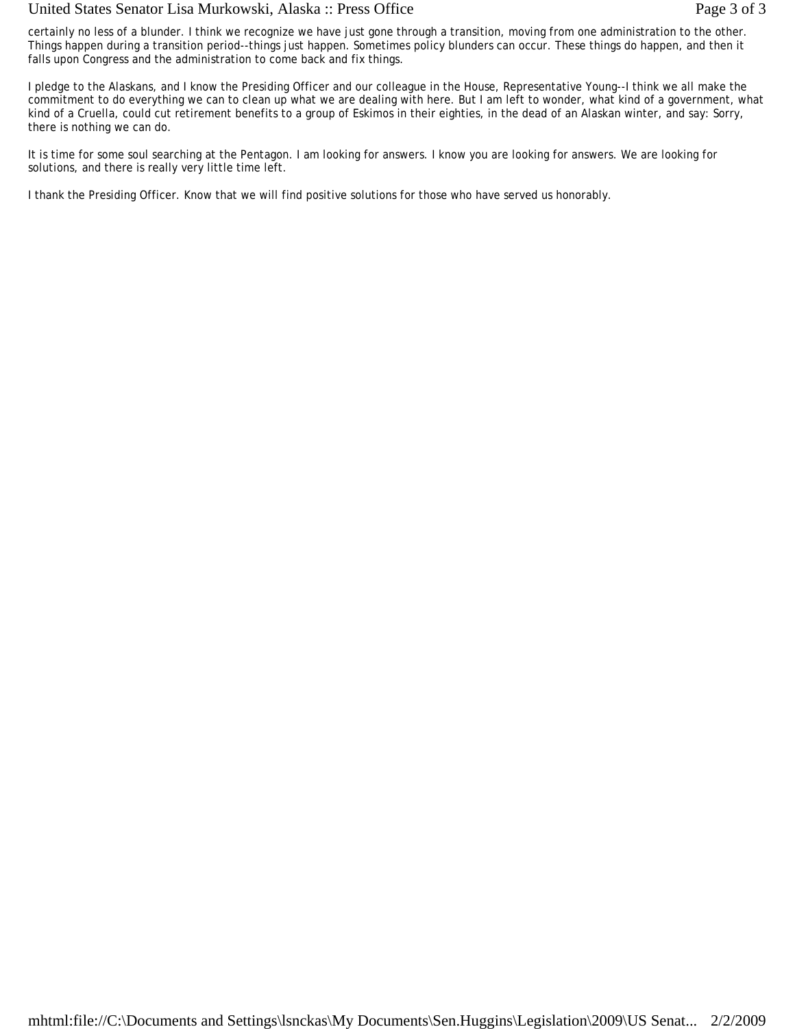certainly no less of a blunder. I think we recognize we have just gone through a transition, moving from one administration to the other. Things happen during a transition period--things just happen. Sometimes policy blunders can occur. These things do happen, and then it falls upon Congress and the administration to come back and fix things.

I pledge to the Alaskans, and I know the Presiding Officer and our colleague in the House, Representative Young--I think we all make the commitment to do everything we can to clean up what we are dealing with here. But I am left to wonder, what kind of a government, what kind of a Cruella, could cut retirement benefits to a group of Eskimos in their eighties, in the dead of an Alaskan winter, and say: Sorry, there is nothing we can do.

It is time for some soul searching at the Pentagon. I am looking for answers. I know you are looking for answers. We are looking for solutions, and there is really very little time left.

I thank the Presiding Officer. Know that we will find positive solutions for those who have served us honorably.